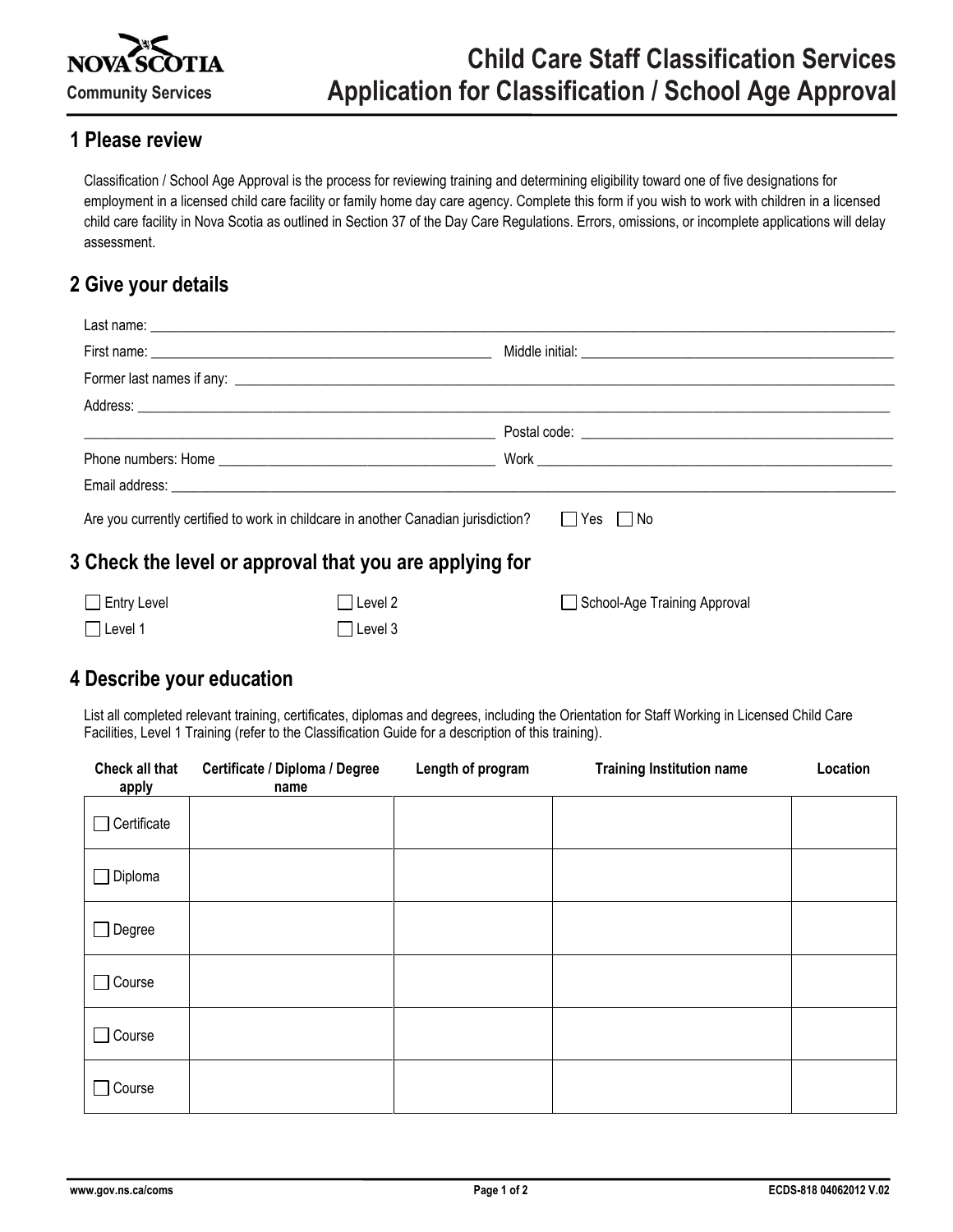NOVA SCOTIA
Community Services

# Child Care Staff Classification Services
# Application for Classification / School Age Approval

## 1 Please review

Classification / School Age Approval is the process for reviewing training and determining eligibility toward one of five designations for employment in a licensed child care facility or family home day care agency. Complete this form if you wish to work with children in a licensed child care facility in Nova Scotia as outlined in Section 37 of the Day Care Regulations. Errors, omissions, or incomplete applications will delay assessment.

## 2 Give your details

Last name: ______________________________

First name: ______________________________ Middle initial: ______________________________

Former last names if any: ______________________________

Address: ______________________________

______________________________ Postal code: ______________________________

Phone numbers: Home ______________________________ Work ______________________________

Email address: ______________________________

Are you currently certified to work in childcare in another Canadian jurisdiction? ☐ Yes ☐ No

## 3 Check the level or approval that you are applying for

☐ Entry Level
☐ Level 1
☐ Level 2
☐ Level 3
☐ School-Age Training Approval

## 4 Describe your education

List all completed relevant training, certificates, diplomas and degrees, including the Orientation for Staff Working in Licensed Child Care Facilities, Level 1 Training (refer to the Classification Guide for a description of this training).

| Check all that apply | Certificate / Diploma / Degree name | Length of program | Training Institution name | Location |
|---|---|---|---|---|
| ☐ Certificate | | | | |
| ☐ Diploma | | | | |
| ☐ Degree | | | | |
| ☐ Course | | | | |
| ☐ Course | | | | |
| ☐ Course | | | | |

www.gov.ns.ca/coms ECDS-818 04062012 V.02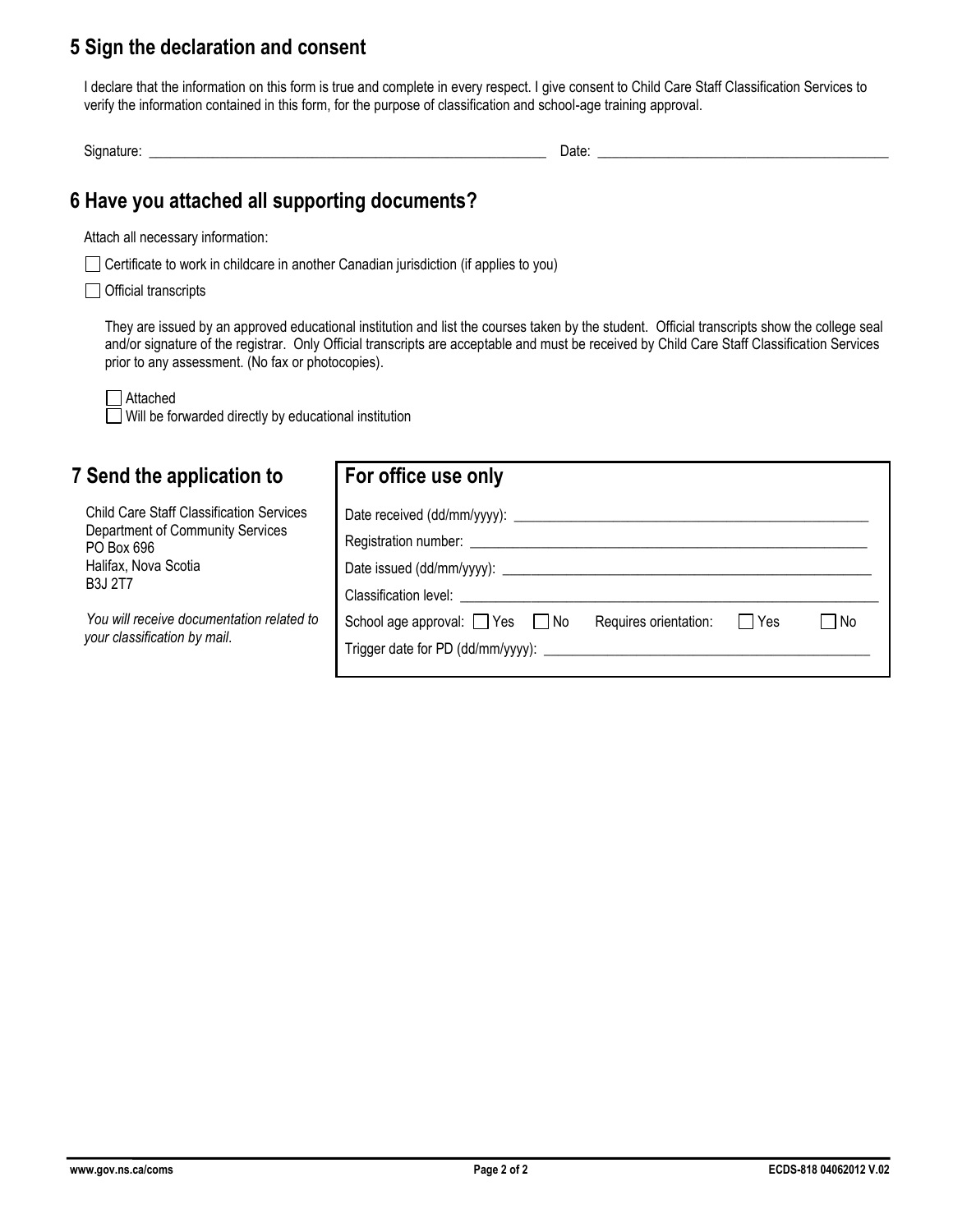## 5 Sign the declaration and consent

I declare that the information on this form is true and complete in every respect. I give consent to Child Care Staff Classification Services to verify the information contained in this form, for the purpose of classification and school-age training approval.

Signature: ________________________________________ Date: ________________________________

## 6 Have you attached all supporting documents?

Attach all necessary information:

☐ Certificate to work in childcare in another Canadian jurisdiction (if applies to you)

☐ Official transcripts

They are issued by an approved educational institution and list the courses taken by the student. Official transcripts show the college seal and/or signature of the registrar. Only Official transcripts are acceptable and must be received by Child Care Staff Classification Services prior to any assessment. (No fax or photocopies).

☐ Attached
☐ Will be forwarded directly by educational institution

## 7 Send the application to

Child Care Staff Classification Services
Department of Community Services
PO Box 696
Halifax, Nova Scotia
B3J 2T7

*You will receive documentation related to your classification by mail.*

### For office use only

Date received (dd/mm/yyyy): ________________________________

Registration number: ________________________________

Date issued (dd/mm/yyyy): ________________________________

Classification level: ________________________________

School age approval: ☐ Yes ☐ No   Requires orientation: ☐ Yes ☐ No

Trigger date for PD (dd/mm/yyyy): ________________________________

www.gov.ns.ca/coms

ECDS-818 04062012 V.02